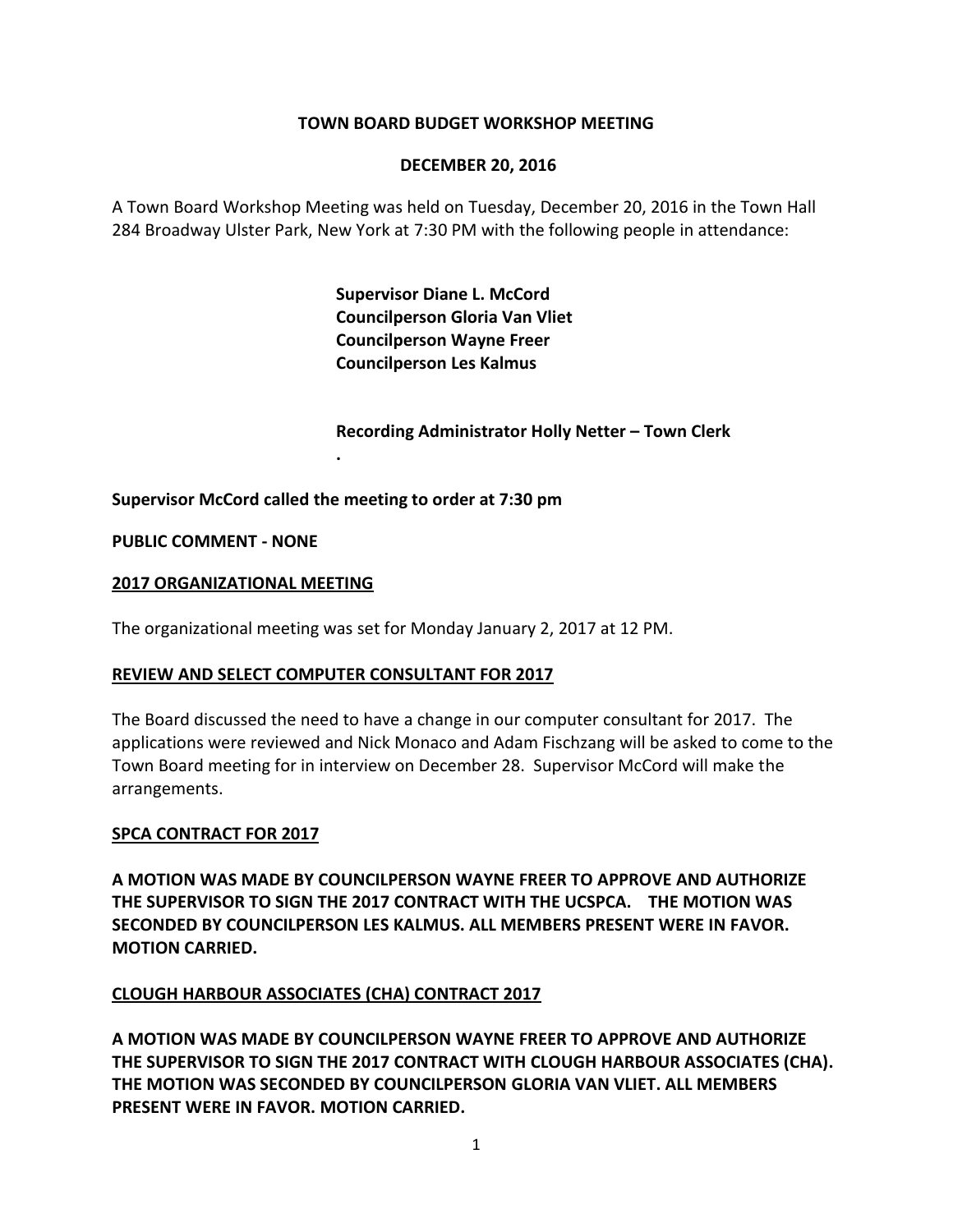**TOWN BOARD BUDGET WORKSHOP MEETING**

**DECEMBER 20, 2016**

A Town Board Workshop Meeting was held on Tuesday, December 20, 2016 in the Town Hall 284 Broadway Ulster Park, New York at 7:30 PM with the following people in attendance:

**Supervisor Diane L. McCord**
**Councilperson Gloria Van Vliet**
**Councilperson Wayne Freer**
**Councilperson Les Kalmus**

**Recording Administrator Holly Netter – Town Clerk**

.

**Supervisor McCord called the meeting to order at 7:30 pm**

**PUBLIC COMMENT - NONE**

**2017 ORGANIZATIONAL MEETING**

The organizational meeting was set for Monday January 2, 2017 at 12 PM.

**REVIEW AND SELECT COMPUTER CONSULTANT FOR 2017**

The Board discussed the need to have a change in our computer consultant for 2017. The applications were reviewed and Nick Monaco and Adam Fischzang will be asked to come to the Town Board meeting for in interview on December 28. Supervisor McCord will make the arrangements.

**SPCA CONTRACT FOR 2017**

**A MOTION WAS MADE BY COUNCILPERSON WAYNE FREER TO APPROVE AND AUTHORIZE THE SUPERVISOR TO SIGN THE 2017 CONTRACT WITH THE UCSPCA. THE MOTION WAS SECONDED BY COUNCILPERSON LES KALMUS. ALL MEMBERS PRESENT WERE IN FAVOR. MOTION CARRIED.**

**CLOUGH HARBOUR ASSOCIATES (CHA) CONTRACT 2017**

**A MOTION WAS MADE BY COUNCILPERSON WAYNE FREER TO APPROVE AND AUTHORIZE THE SUPERVISOR TO SIGN THE 2017 CONTRACT WITH CLOUGH HARBOUR ASSOCIATES (CHA). THE MOTION WAS SECONDED BY COUNCILPERSON GLORIA VAN VLIET. ALL MEMBERS PRESENT WERE IN FAVOR. MOTION CARRIED.**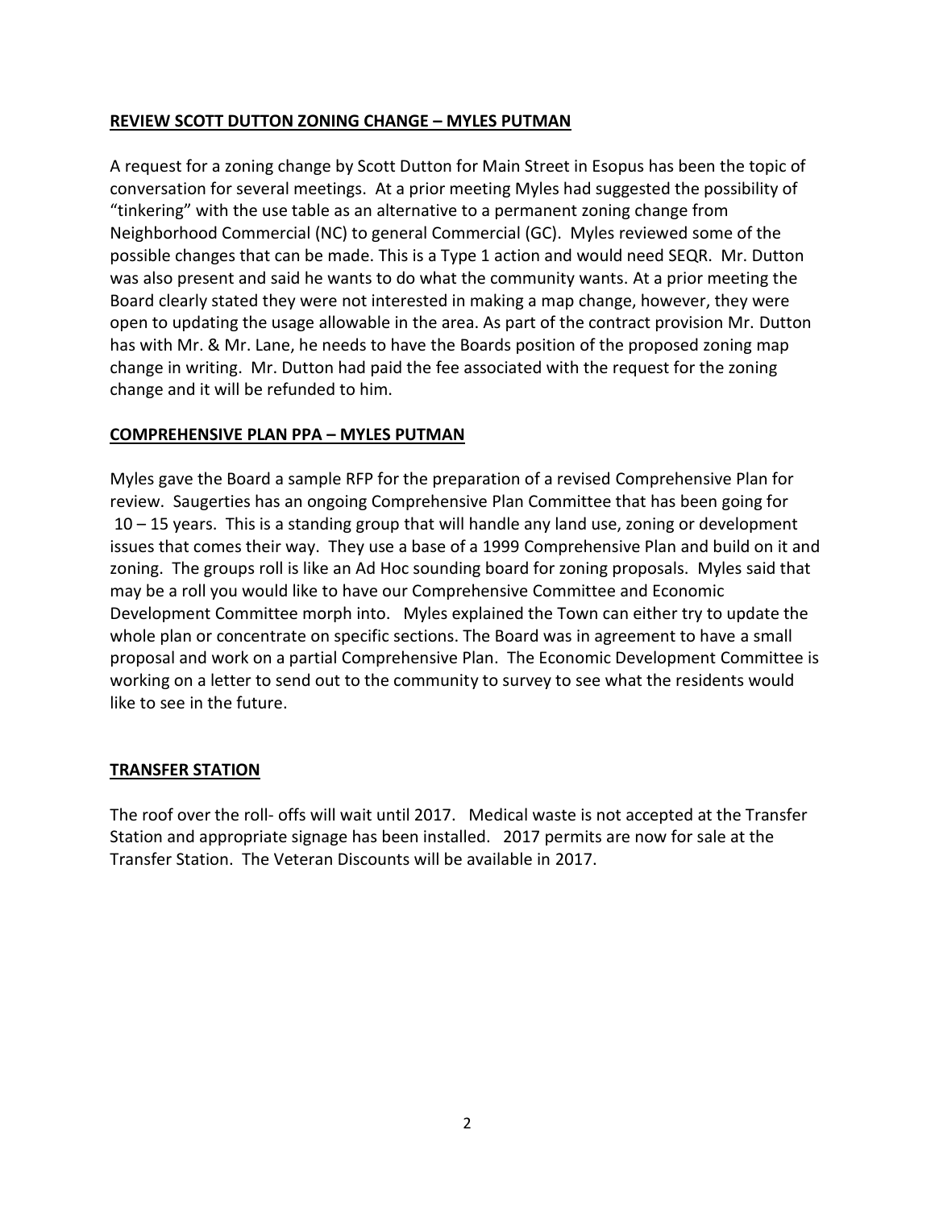**REVIEW SCOTT DUTTON ZONING CHANGE – MYLES PUTMAN**

A request for a zoning change by Scott Dutton for Main Street in Esopus has been the topic of conversation for several meetings. At a prior meeting Myles had suggested the possibility of "tinkering" with the use table as an alternative to a permanent zoning change from Neighborhood Commercial (NC) to general Commercial (GC). Myles reviewed some of the possible changes that can be made. This is a Type 1 action and would need SEQR. Mr. Dutton was also present and said he wants to do what the community wants. At a prior meeting the Board clearly stated they were not interested in making a map change, however, they were open to updating the usage allowable in the area. As part of the contract provision Mr. Dutton has with Mr. & Mr. Lane, he needs to have the Boards position of the proposed zoning map change in writing. Mr. Dutton had paid the fee associated with the request for the zoning change and it will be refunded to him.

**COMPREHENSIVE PLAN PPA – MYLES PUTMAN**

Myles gave the Board a sample RFP for the preparation of a revised Comprehensive Plan for review. Saugerties has an ongoing Comprehensive Plan Committee that has been going for 10 – 15 years. This is a standing group that will handle any land use, zoning or development issues that comes their way. They use a base of a 1999 Comprehensive Plan and build on it and zoning. The groups roll is like an Ad Hoc sounding board for zoning proposals. Myles said that may be a roll you would like to have our Comprehensive Committee and Economic Development Committee morph into. Myles explained the Town can either try to update the whole plan or concentrate on specific sections. The Board was in agreement to have a small proposal and work on a partial Comprehensive Plan. The Economic Development Committee is working on a letter to send out to the community to survey to see what the residents would like to see in the future.

**TRANSFER STATION**

The roof over the roll- offs will wait until 2017. Medical waste is not accepted at the Transfer Station and appropriate signage has been installed. 2017 permits are now for sale at the Transfer Station. The Veteran Discounts will be available in 2017.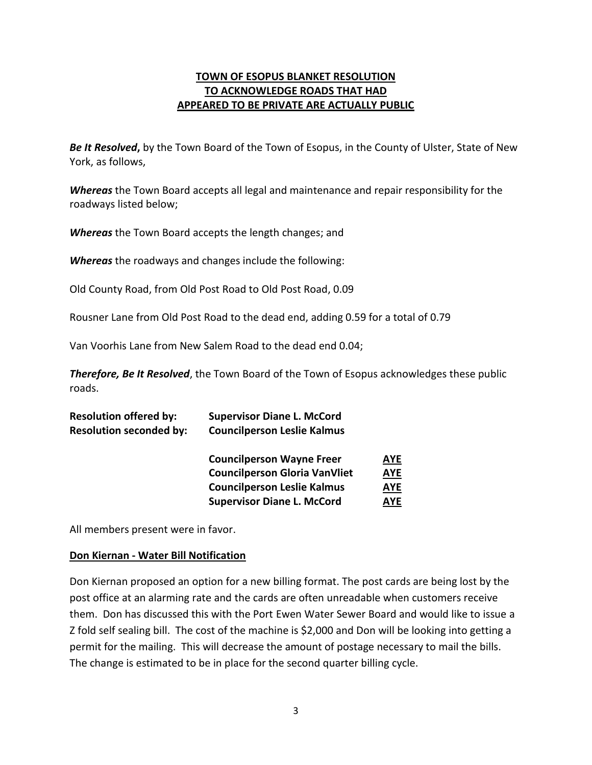**TOWN OF ESOPUS BLANKET RESOLUTION**
**TO ACKNOWLEDGE ROADS THAT HAD**
**APPEARED TO BE PRIVATE ARE ACTUALLY PUBLIC**

***Be It Resolved*,** by the Town Board of the Town of Esopus, in the County of Ulster, State of New York, as follows,

***Whereas*** the Town Board accepts all legal and maintenance and repair responsibility for the roadways listed below;

***Whereas*** the Town Board accepts the length changes; and

***Whereas*** the roadways and changes include the following:

Old County Road, from Old Post Road to Old Post Road, 0.09

Rousner Lane from Old Post Road to the dead end, adding 0.59 for a total of 0.79

Van Voorhis Lane from New Salem Road to the dead end 0.04;

***Therefore, Be It Resolved***, the Town Board of the Town of Esopus acknowledges these public roads.

**Resolution offered by:** **Supervisor Diane L. McCord**
**Resolution seconded by:** **Councilperson Leslie Kalmus**

| | |
|---|---|
| **Councilperson Wayne Freer** | **AYE** |
| **Councilperson Gloria VanVliet** | **AYE** |
| **Councilperson Leslie Kalmus** | **AYE** |
| **Supervisor Diane L. McCord** | **AYE** |

All members present were in favor.

**Don Kiernan - Water Bill Notification**

Don Kiernan proposed an option for a new billing format. The post cards are being lost by the post office at an alarming rate and the cards are often unreadable when customers receive them. Don has discussed this with the Port Ewen Water Sewer Board and would like to issue a Z fold self sealing bill. The cost of the machine is $2,000 and Don will be looking into getting a permit for the mailing. This will decrease the amount of postage necessary to mail the bills. The change is estimated to be in place for the second quarter billing cycle.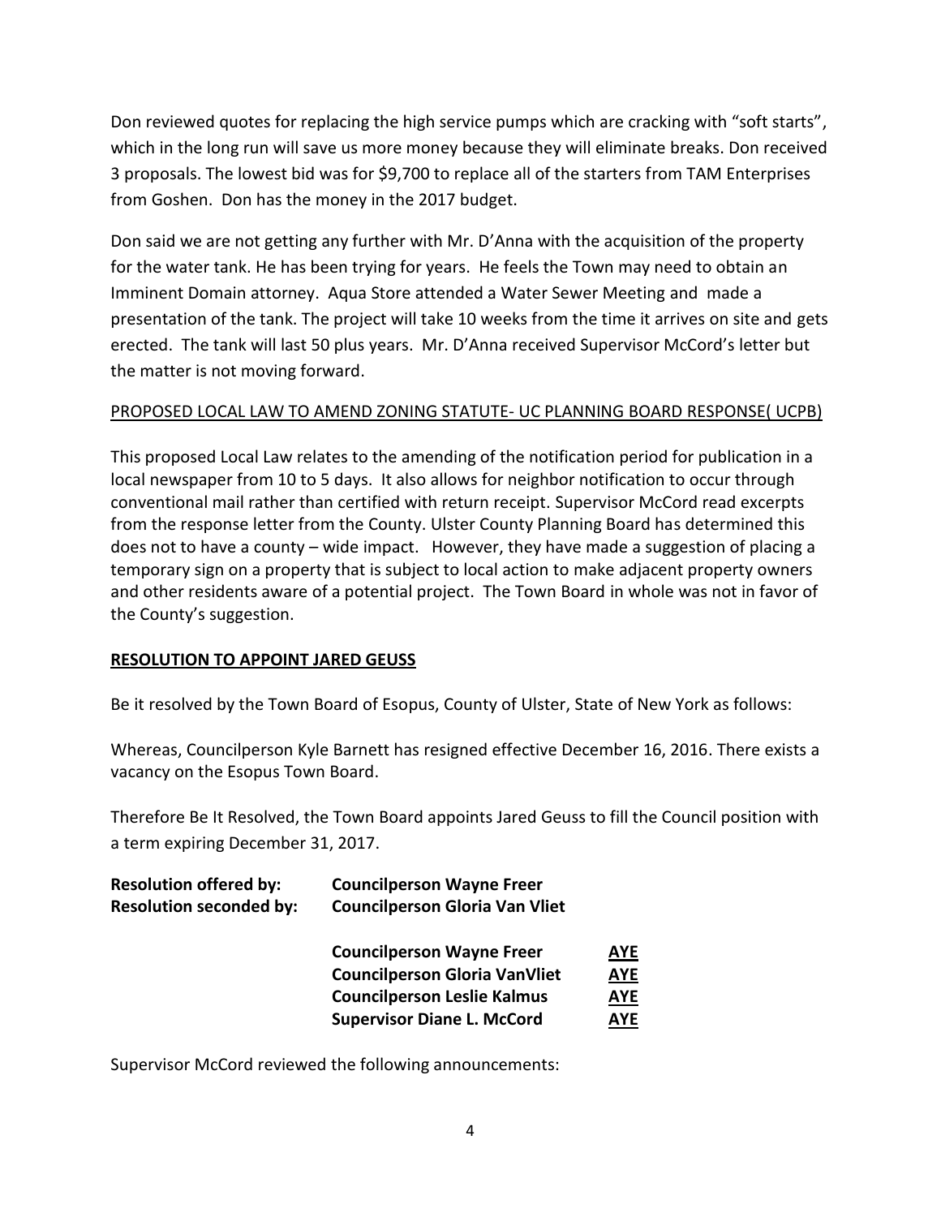Don reviewed quotes for replacing the high service pumps which are cracking with "soft starts", which in the long run will save us more money because they will eliminate breaks. Don received 3 proposals. The lowest bid was for $9,700 to replace all of the starters from TAM Enterprises from Goshen. Don has the money in the 2017 budget.

Don said we are not getting any further with Mr. D'Anna with the acquisition of the property for the water tank. He has been trying for years. He feels the Town may need to obtain an Imminent Domain attorney. Aqua Store attended a Water Sewer Meeting and made a presentation of the tank. The project will take 10 weeks from the time it arrives on site and gets erected. The tank will last 50 plus years. Mr. D'Anna received Supervisor McCord's letter but the matter is not moving forward.

<u>PROPOSED LOCAL LAW TO AMEND ZONING STATUTE- UC PLANNING BOARD RESPONSE( UCPB)</u>

This proposed Local Law relates to the amending of the notification period for publication in a local newspaper from 10 to 5 days. It also allows for neighbor notification to occur through conventional mail rather than certified with return receipt. Supervisor McCord read excerpts from the response letter from the County. Ulster County Planning Board has determined this does not to have a county – wide impact. However, they have made a suggestion of placing a temporary sign on a property that is subject to local action to make adjacent property owners and other residents aware of a potential project. The Town Board in whole was not in favor of the County's suggestion.

**<u>RESOLUTION TO APPOINT JARED GEUSS</u>**

Be it resolved by the Town Board of Esopus, County of Ulster, State of New York as follows:

Whereas, Councilperson Kyle Barnett has resigned effective December 16, 2016. There exists a vacancy on the Esopus Town Board.

Therefore Be It Resolved, the Town Board appoints Jared Geuss to fill the Council position with a term expiring December 31, 2017.

**Resolution offered by:** **Councilperson Wayne Freer**
**Resolution seconded by:** **Councilperson Gloria Van Vliet**

| | |
|---|---|
| **Councilperson Wayne Freer** | **<u>AYE</u>** |
| **Councilperson Gloria VanVliet** | **<u>AYE</u>** |
| **Councilperson Leslie Kalmus** | **<u>AYE</u>** |
| **Supervisor Diane L. McCord** | **<u>AYE</u>** |

Supervisor McCord reviewed the following announcements: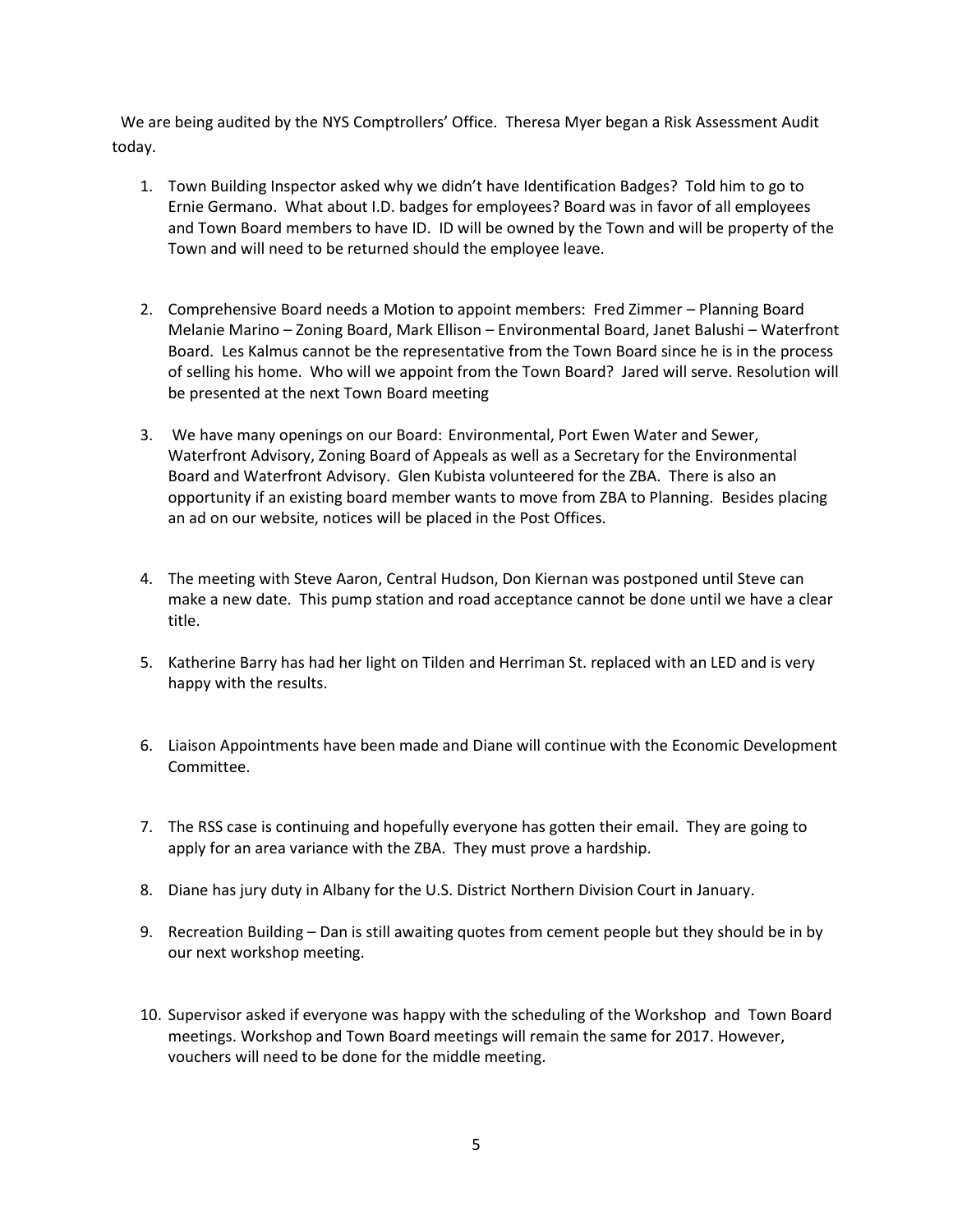We are being audited by the NYS Comptrollers' Office. Theresa Myer began a Risk Assessment Audit today.

1. Town Building Inspector asked why we didn't have Identification Badges? Told him to go to Ernie Germano. What about I.D. badges for employees? Board was in favor of all employees and Town Board members to have ID. ID will be owned by the Town and will be property of the Town and will need to be returned should the employee leave.

2. Comprehensive Board needs a Motion to appoint members: Fred Zimmer – Planning Board Melanie Marino – Zoning Board, Mark Ellison – Environmental Board, Janet Balushi – Waterfront Board. Les Kalmus cannot be the representative from the Town Board since he is in the process of selling his home. Who will we appoint from the Town Board? Jared will serve. Resolution will be presented at the next Town Board meeting

3. We have many openings on our Board: Environmental, Port Ewen Water and Sewer, Waterfront Advisory, Zoning Board of Appeals as well as a Secretary for the Environmental Board and Waterfront Advisory. Glen Kubista volunteered for the ZBA. There is also an opportunity if an existing board member wants to move from ZBA to Planning. Besides placing an ad on our website, notices will be placed in the Post Offices.

4. The meeting with Steve Aaron, Central Hudson, Don Kiernan was postponed until Steve can make a new date. This pump station and road acceptance cannot be done until we have a clear title.

5. Katherine Barry has had her light on Tilden and Herriman St. replaced with an LED and is very happy with the results.

6. Liaison Appointments have been made and Diane will continue with the Economic Development Committee.

7. The RSS case is continuing and hopefully everyone has gotten their email. They are going to apply for an area variance with the ZBA. They must prove a hardship.

8. Diane has jury duty in Albany for the U.S. District Northern Division Court in January.

9. Recreation Building – Dan is still awaiting quotes from cement people but they should be in by our next workshop meeting.

10. Supervisor asked if everyone was happy with the scheduling of the Workshop and Town Board meetings. Workshop and Town Board meetings will remain the same for 2017. However, vouchers will need to be done for the middle meeting.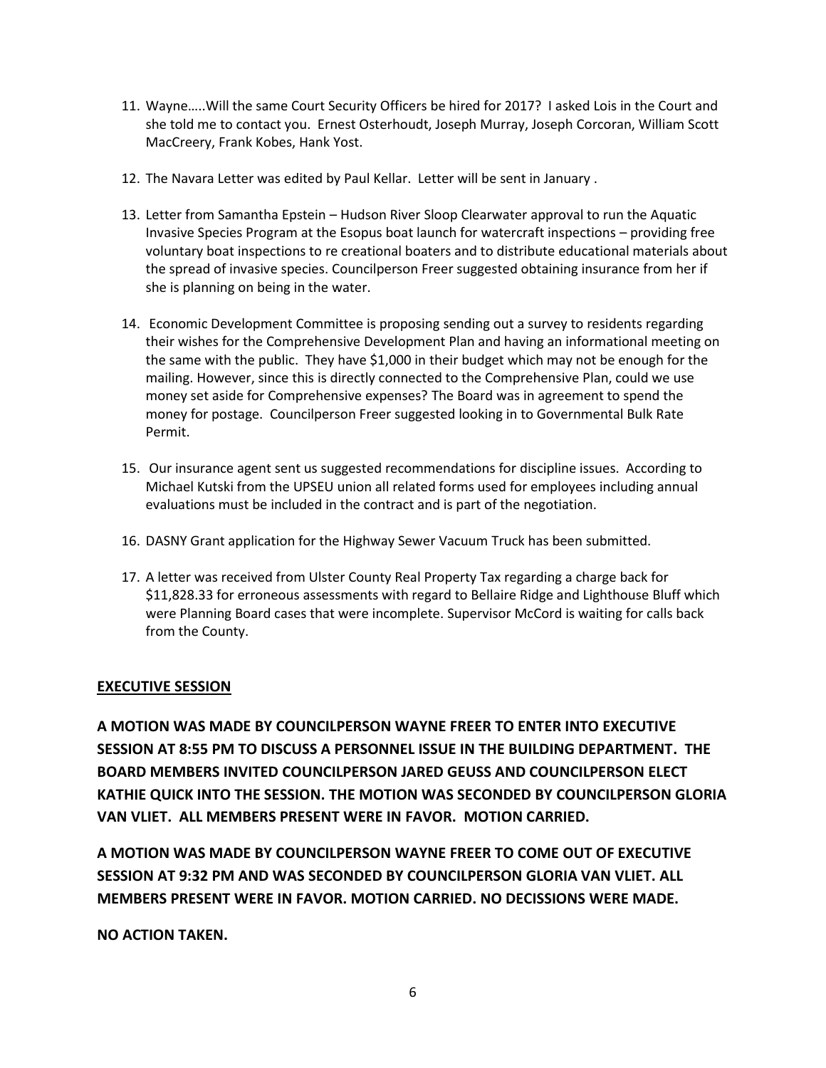11. Wayne…..Will the same Court Security Officers be hired for 2017? I asked Lois in the Court and she told me to contact you. Ernest Osterhoudt, Joseph Murray, Joseph Corcoran, William Scott MacCreery, Frank Kobes, Hank Yost.

12. The Navara Letter was edited by Paul Kellar. Letter will be sent in January .

13. Letter from Samantha Epstein – Hudson River Sloop Clearwater approval to run the Aquatic Invasive Species Program at the Esopus boat launch for watercraft inspections – providing free voluntary boat inspections to re creational boaters and to distribute educational materials about the spread of invasive species. Councilperson Freer suggested obtaining insurance from her if she is planning on being in the water.

14. Economic Development Committee is proposing sending out a survey to residents regarding their wishes for the Comprehensive Development Plan and having an informational meeting on the same with the public. They have $1,000 in their budget which may not be enough for the mailing. However, since this is directly connected to the Comprehensive Plan, could we use money set aside for Comprehensive expenses? The Board was in agreement to spend the money for postage. Councilperson Freer suggested looking in to Governmental Bulk Rate Permit.

15. Our insurance agent sent us suggested recommendations for discipline issues. According to Michael Kutski from the UPSEU union all related forms used for employees including annual evaluations must be included in the contract and is part of the negotiation.

16. DASNY Grant application for the Highway Sewer Vacuum Truck has been submitted.

17. A letter was received from Ulster County Real Property Tax regarding a charge back for $11,828.33 for erroneous assessments with regard to Bellaire Ridge and Lighthouse Bluff which were Planning Board cases that were incomplete. Supervisor McCord is waiting for calls back from the County.

**EXECUTIVE SESSION**

**A MOTION WAS MADE BY COUNCILPERSON WAYNE FREER TO ENTER INTO EXECUTIVE SESSION AT 8:55 PM TO DISCUSS A PERSONNEL ISSUE IN THE BUILDING DEPARTMENT. THE BOARD MEMBERS INVITED COUNCILPERSON JARED GEUSS AND COUNCILPERSON ELECT KATHIE QUICK INTO THE SESSION. THE MOTION WAS SECONDED BY COUNCILPERSON GLORIA VAN VLIET. ALL MEMBERS PRESENT WERE IN FAVOR. MOTION CARRIED.**

**A MOTION WAS MADE BY COUNCILPERSON WAYNE FREER TO COME OUT OF EXECUTIVE SESSION AT 9:32 PM AND WAS SECONDED BY COUNCILPERSON GLORIA VAN VLIET. ALL MEMBERS PRESENT WERE IN FAVOR. MOTION CARRIED. NO DECISSIONS WERE MADE.**

**NO ACTION TAKEN.**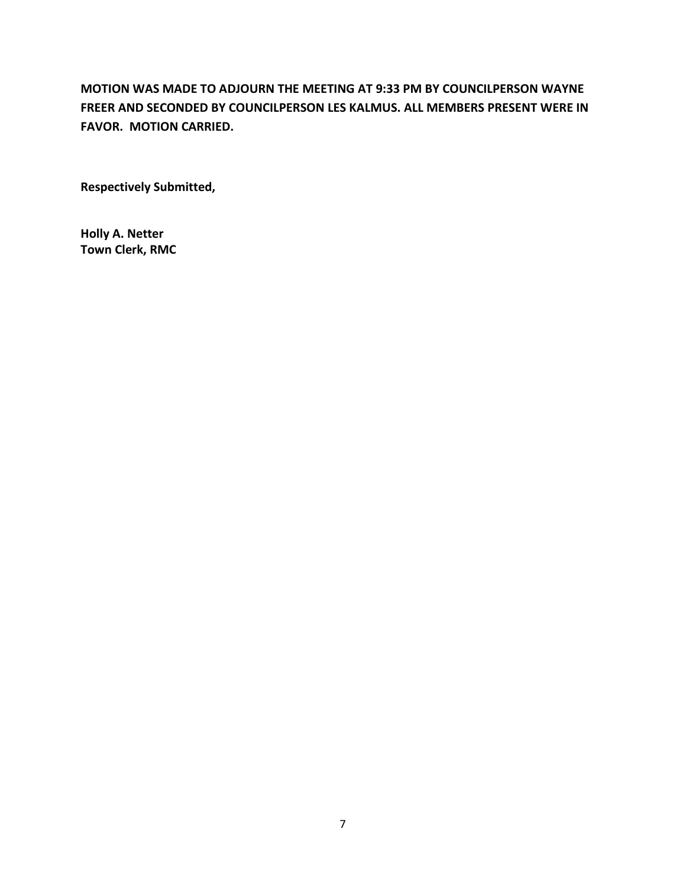**MOTION WAS MADE TO ADJOURN THE MEETING AT 9:33 PM BY COUNCILPERSON WAYNE FREER AND SECONDED BY COUNCILPERSON LES KALMUS. ALL MEMBERS PRESENT WERE IN FAVOR. MOTION CARRIED.**

**Respectively Submitted,**

**Holly A. Netter**
**Town Clerk, RMC**